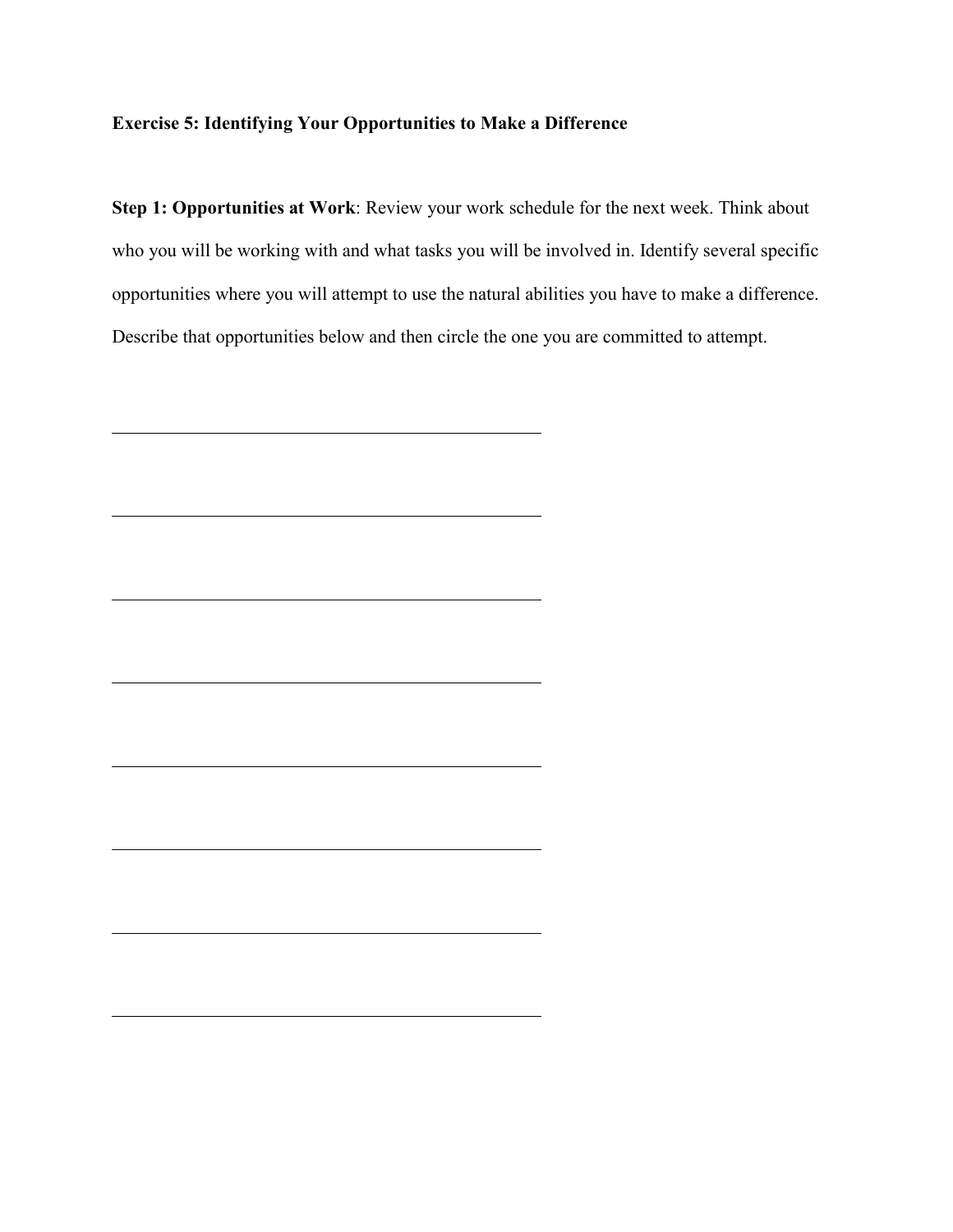**Exercise 5: Identifying Your Opportunities to Make a Difference**

**Step 1: Opportunities at Work**: Review your work schedule for the next week. Think about who you will be working with and what tasks you will be involved in. Identify several specific opportunities where you will attempt to use the natural abilities you have to make a difference. Describe that opportunities below and then circle the one you are committed to attempt.

\_\_\_\_\_\_\_\_\_\_\_\_\_\_\_\_\_\_\_\_\_\_\_\_\_\_\_\_\_\_\_\_\_\_\_\_\_\_\_\_\_\_\_\_

\_\_\_\_\_\_\_\_\_\_\_\_\_\_\_\_\_\_\_\_\_\_\_\_\_\_\_\_\_\_\_\_\_\_\_\_\_\_\_\_\_\_\_\_

\_\_\_\_\_\_\_\_\_\_\_\_\_\_\_\_\_\_\_\_\_\_\_\_\_\_\_\_\_\_\_\_\_\_\_\_\_\_\_\_\_\_\_\_

\_\_\_\_\_\_\_\_\_\_\_\_\_\_\_\_\_\_\_\_\_\_\_\_\_\_\_\_\_\_\_\_\_\_\_\_\_\_\_\_\_\_\_\_

\_\_\_\_\_\_\_\_\_\_\_\_\_\_\_\_\_\_\_\_\_\_\_\_\_\_\_\_\_\_\_\_\_\_\_\_\_\_\_\_\_\_\_\_

\_\_\_\_\_\_\_\_\_\_\_\_\_\_\_\_\_\_\_\_\_\_\_\_\_\_\_\_\_\_\_\_\_\_\_\_\_\_\_\_\_\_\_\_

\_\_\_\_\_\_\_\_\_\_\_\_\_\_\_\_\_\_\_\_\_\_\_\_\_\_\_\_\_\_\_\_\_\_\_\_\_\_\_\_\_\_\_\_

\_\_\_\_\_\_\_\_\_\_\_\_\_\_\_\_\_\_\_\_\_\_\_\_\_\_\_\_\_\_\_\_\_\_\_\_\_\_\_\_\_\_\_\_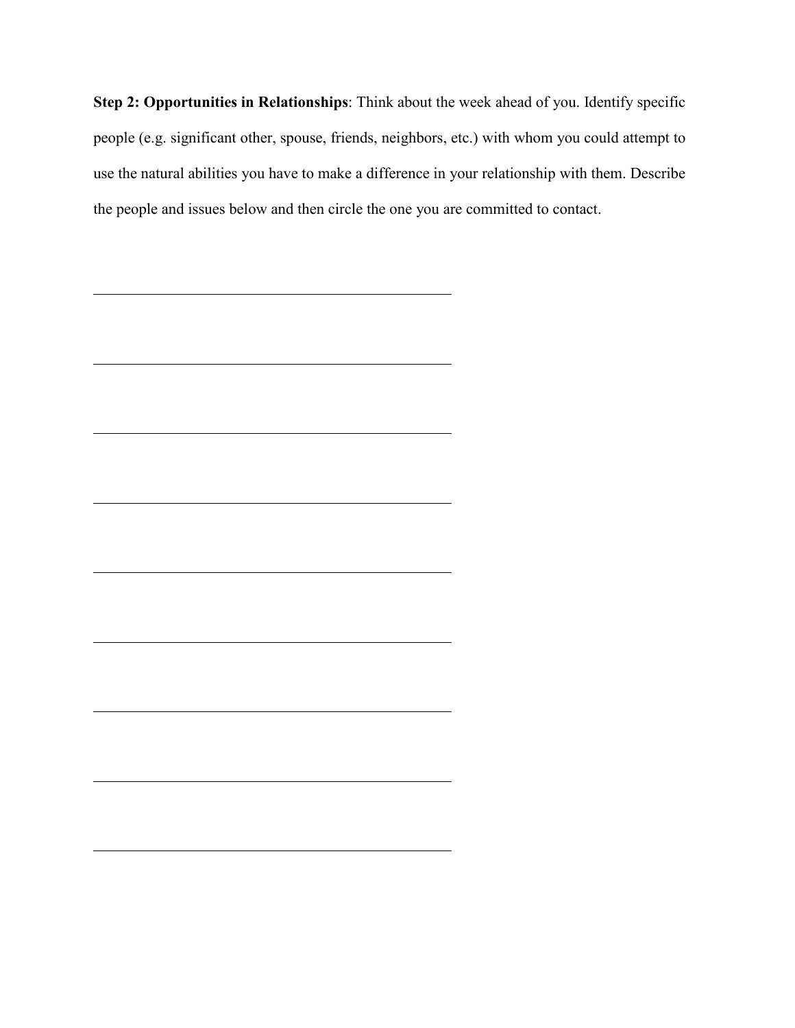**Step 2: Opportunities in Relationships**: Think about the week ahead of you. Identify specific people (e.g. significant other, spouse, friends, neighbors, etc.) with whom you could attempt to use the natural abilities you have to make a difference in your relationship with them. Describe the people and issues below and then circle the one you are committed to contact.

\_\_\_\_\_\_\_\_\_\_\_\_\_\_\_\_\_\_\_\_\_\_\_\_\_\_\_\_\_\_\_\_\_\_\_\_\_\_\_\_\_\_\_\_\_\_\_\_

\_\_\_\_\_\_\_\_\_\_\_\_\_\_\_\_\_\_\_\_\_\_\_\_\_\_\_\_\_\_\_\_\_\_\_\_\_\_\_\_\_\_\_\_\_\_\_\_

\_\_\_\_\_\_\_\_\_\_\_\_\_\_\_\_\_\_\_\_\_\_\_\_\_\_\_\_\_\_\_\_\_\_\_\_\_\_\_\_\_\_\_\_\_\_\_\_

\_\_\_\_\_\_\_\_\_\_\_\_\_\_\_\_\_\_\_\_\_\_\_\_\_\_\_\_\_\_\_\_\_\_\_\_\_\_\_\_\_\_\_\_\_\_\_\_

\_\_\_\_\_\_\_\_\_\_\_\_\_\_\_\_\_\_\_\_\_\_\_\_\_\_\_\_\_\_\_\_\_\_\_\_\_\_\_\_\_\_\_\_\_\_\_\_

\_\_\_\_\_\_\_\_\_\_\_\_\_\_\_\_\_\_\_\_\_\_\_\_\_\_\_\_\_\_\_\_\_\_\_\_\_\_\_\_\_\_\_\_\_\_\_\_

\_\_\_\_\_\_\_\_\_\_\_\_\_\_\_\_\_\_\_\_\_\_\_\_\_\_\_\_\_\_\_\_\_\_\_\_\_\_\_\_\_\_\_\_\_\_\_\_

\_\_\_\_\_\_\_\_\_\_\_\_\_\_\_\_\_\_\_\_\_\_\_\_\_\_\_\_\_\_\_\_\_\_\_\_\_\_\_\_\_\_\_\_\_\_\_\_

\_\_\_\_\_\_\_\_\_\_\_\_\_\_\_\_\_\_\_\_\_\_\_\_\_\_\_\_\_\_\_\_\_\_\_\_\_\_\_\_\_\_\_\_\_\_\_\_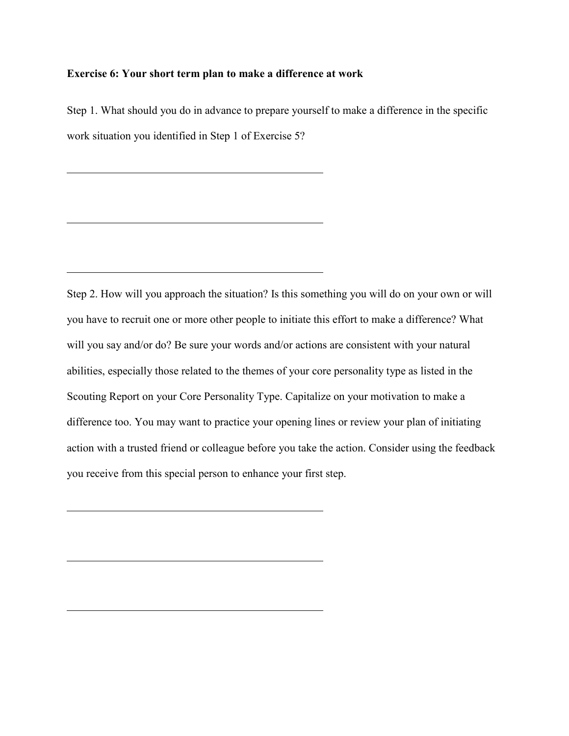**Exercise 6: Your short term plan to make a difference at work**

Step 1. What should you do in advance to prepare yourself to make a difference in the specific work situation you identified in Step 1 of Exercise 5?

\_\_\_\_\_\_\_\_\_\_\_\_\_\_\_\_\_\_\_\_\_\_\_\_\_\_\_\_\_\_\_\_\_\_\_\_\_\_\_\_\_\_\_\_

\_\_\_\_\_\_\_\_\_\_\_\_\_\_\_\_\_\_\_\_\_\_\_\_\_\_\_\_\_\_\_\_\_\_\_\_\_\_\_\_\_\_\_\_

\_\_\_\_\_\_\_\_\_\_\_\_\_\_\_\_\_\_\_\_\_\_\_\_\_\_\_\_\_\_\_\_\_\_\_\_\_\_\_\_\_\_\_\_

Step 2. How will you approach the situation? Is this something you will do on your own or will you have to recruit one or more other people to initiate this effort to make a difference? What will you say and/or do? Be sure your words and/or actions are consistent with your natural abilities, especially those related to the themes of your core personality type as listed in the Scouting Report on your Core Personality Type. Capitalize on your motivation to make a difference too. You may want to practice your opening lines or review your plan of initiating action with a trusted friend or colleague before you take the action. Consider using the feedback you receive from this special person to enhance your first step.

\_\_\_\_\_\_\_\_\_\_\_\_\_\_\_\_\_\_\_\_\_\_\_\_\_\_\_\_\_\_\_\_\_\_\_\_\_\_\_\_\_\_\_\_

\_\_\_\_\_\_\_\_\_\_\_\_\_\_\_\_\_\_\_\_\_\_\_\_\_\_\_\_\_\_\_\_\_\_\_\_\_\_\_\_\_\_\_\_

\_\_\_\_\_\_\_\_\_\_\_\_\_\_\_\_\_\_\_\_\_\_\_\_\_\_\_\_\_\_\_\_\_\_\_\_\_\_\_\_\_\_\_\_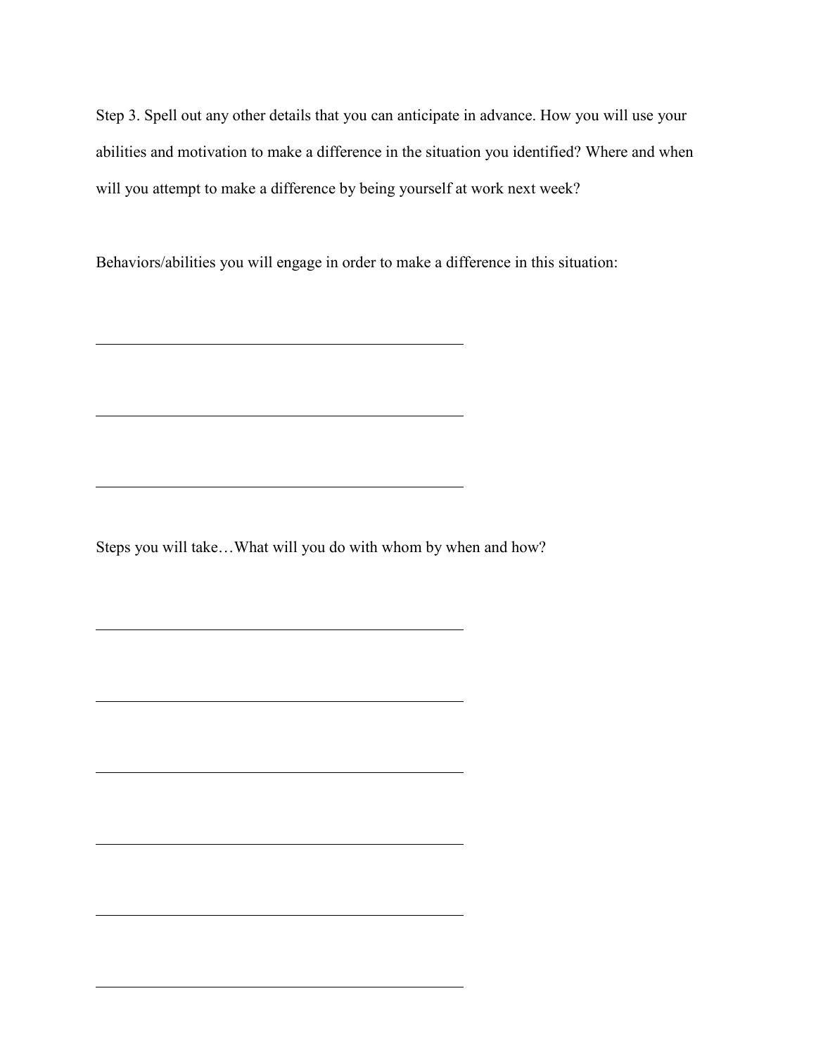Step 3. Spell out any other details that you can anticipate in advance. How you will use your abilities and motivation to make a difference in the situation you identified? Where and when will you attempt to make a difference by being yourself at work next week?

Behaviors/abilities you will engage in order to make a difference in this situation:

\_\_\_\_\_\_\_\_\_\_\_\_\_\_\_\_\_\_\_\_\_\_\_\_\_\_\_\_\_\_\_\_\_\_\_\_\_\_\_\_\_\_\_\_

\_\_\_\_\_\_\_\_\_\_\_\_\_\_\_\_\_\_\_\_\_\_\_\_\_\_\_\_\_\_\_\_\_\_\_\_\_\_\_\_\_\_\_\_

\_\_\_\_\_\_\_\_\_\_\_\_\_\_\_\_\_\_\_\_\_\_\_\_\_\_\_\_\_\_\_\_\_\_\_\_\_\_\_\_\_\_\_\_

Steps you will take…What will you do with whom by when and how?

\_\_\_\_\_\_\_\_\_\_\_\_\_\_\_\_\_\_\_\_\_\_\_\_\_\_\_\_\_\_\_\_\_\_\_\_\_\_\_\_\_\_\_\_

\_\_\_\_\_\_\_\_\_\_\_\_\_\_\_\_\_\_\_\_\_\_\_\_\_\_\_\_\_\_\_\_\_\_\_\_\_\_\_\_\_\_\_\_

\_\_\_\_\_\_\_\_\_\_\_\_\_\_\_\_\_\_\_\_\_\_\_\_\_\_\_\_\_\_\_\_\_\_\_\_\_\_\_\_\_\_\_\_

\_\_\_\_\_\_\_\_\_\_\_\_\_\_\_\_\_\_\_\_\_\_\_\_\_\_\_\_\_\_\_\_\_\_\_\_\_\_\_\_\_\_\_\_

\_\_\_\_\_\_\_\_\_\_\_\_\_\_\_\_\_\_\_\_\_\_\_\_\_\_\_\_\_\_\_\_\_\_\_\_\_\_\_\_\_\_\_\_

\_\_\_\_\_\_\_\_\_\_\_\_\_\_\_\_\_\_\_\_\_\_\_\_\_\_\_\_\_\_\_\_\_\_\_\_\_\_\_\_\_\_\_\_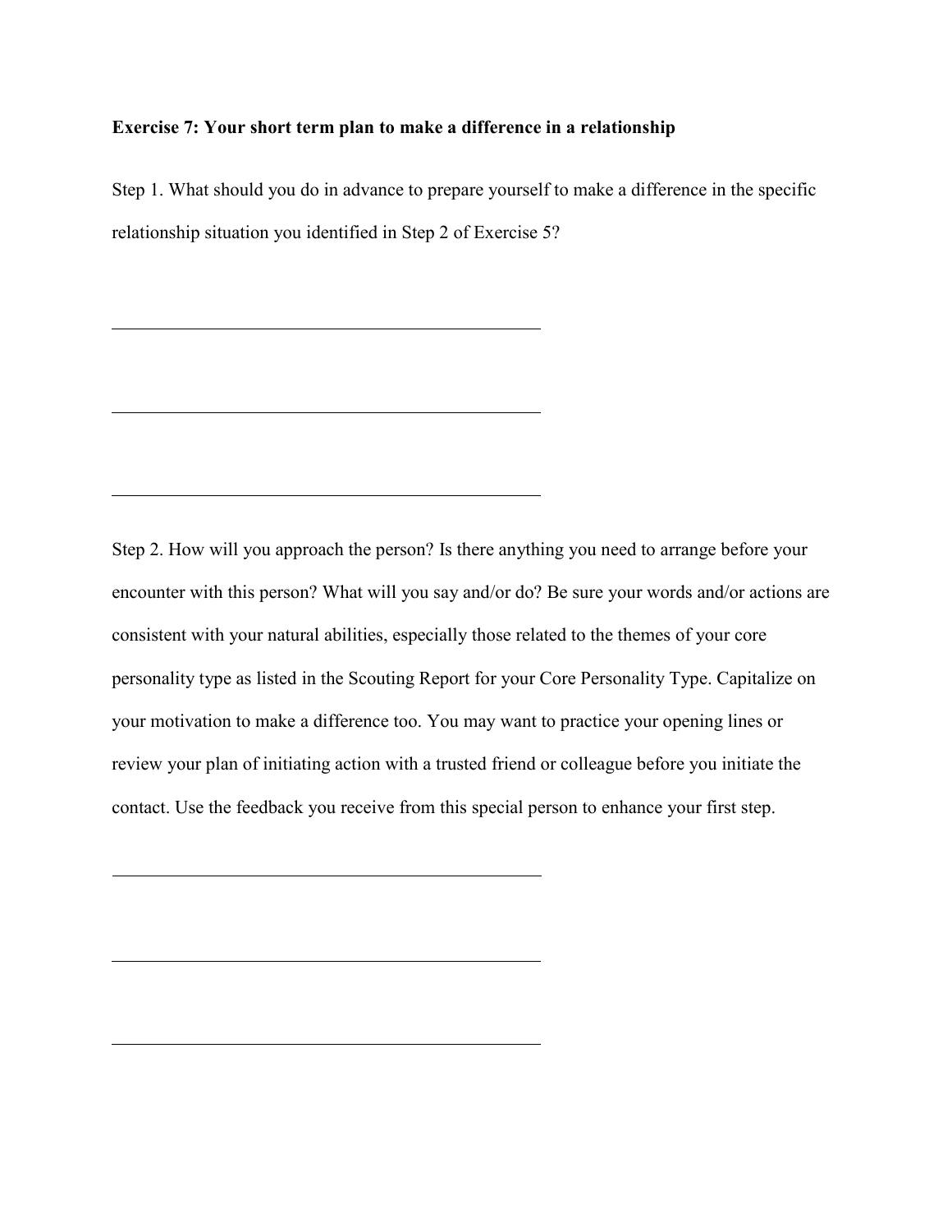**Exercise 7: Your short term plan to make a difference in a relationship**

Step 1. What should you do in advance to prepare yourself to make a difference in the specific relationship situation you identified in Step 2 of Exercise 5?

\_\_\_\_\_\_\_\_\_\_\_\_\_\_\_\_\_\_\_\_\_\_\_\_\_\_\_\_\_\_\_\_\_\_\_\_\_\_\_\_\_\_

\_\_\_\_\_\_\_\_\_\_\_\_\_\_\_\_\_\_\_\_\_\_\_\_\_\_\_\_\_\_\_\_\_\_\_\_\_\_\_\_\_\_

\_\_\_\_\_\_\_\_\_\_\_\_\_\_\_\_\_\_\_\_\_\_\_\_\_\_\_\_\_\_\_\_\_\_\_\_\_\_\_\_\_\_

Step 2. How will you approach the person? Is there anything you need to arrange before your encounter with this person? What will you say and/or do? Be sure your words and/or actions are consistent with your natural abilities, especially those related to the themes of your core personality type as listed in the Scouting Report for your Core Personality Type. Capitalize on your motivation to make a difference too. You may want to practice your opening lines or review your plan of initiating action with a trusted friend or colleague before you initiate the contact. Use the feedback you receive from this special person to enhance your first step.

\_\_\_\_\_\_\_\_\_\_\_\_\_\_\_\_\_\_\_\_\_\_\_\_\_\_\_\_\_\_\_\_\_\_\_\_\_\_\_\_\_\_

\_\_\_\_\_\_\_\_\_\_\_\_\_\_\_\_\_\_\_\_\_\_\_\_\_\_\_\_\_\_\_\_\_\_\_\_\_\_\_\_\_\_

\_\_\_\_\_\_\_\_\_\_\_\_\_\_\_\_\_\_\_\_\_\_\_\_\_\_\_\_\_\_\_\_\_\_\_\_\_\_\_\_\_\_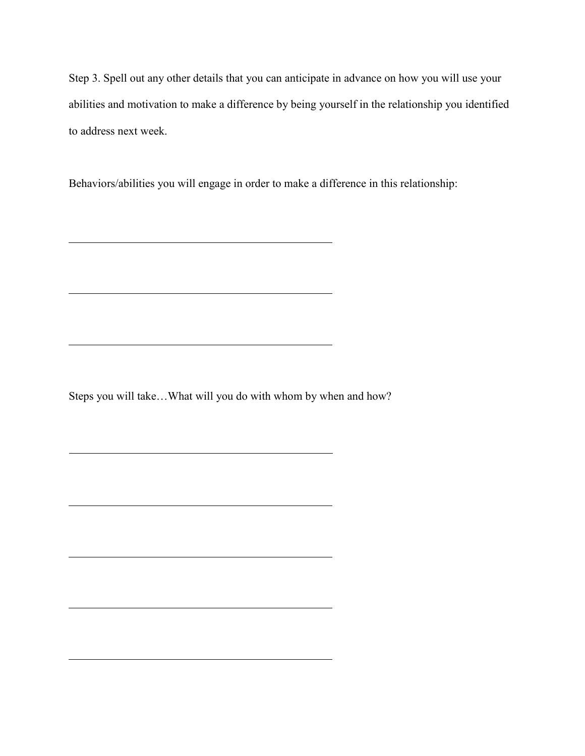Step 3. Spell out any other details that you can anticipate in advance on how you will use your abilities and motivation to make a difference by being yourself in the relationship you identified to address next week.

Behaviors/abilities you will engage in order to make a difference in this relationship:

______________________________________________

______________________________________________

______________________________________________

Steps you will take…What will you do with whom by when and how?

______________________________________________

______________________________________________

______________________________________________

______________________________________________

______________________________________________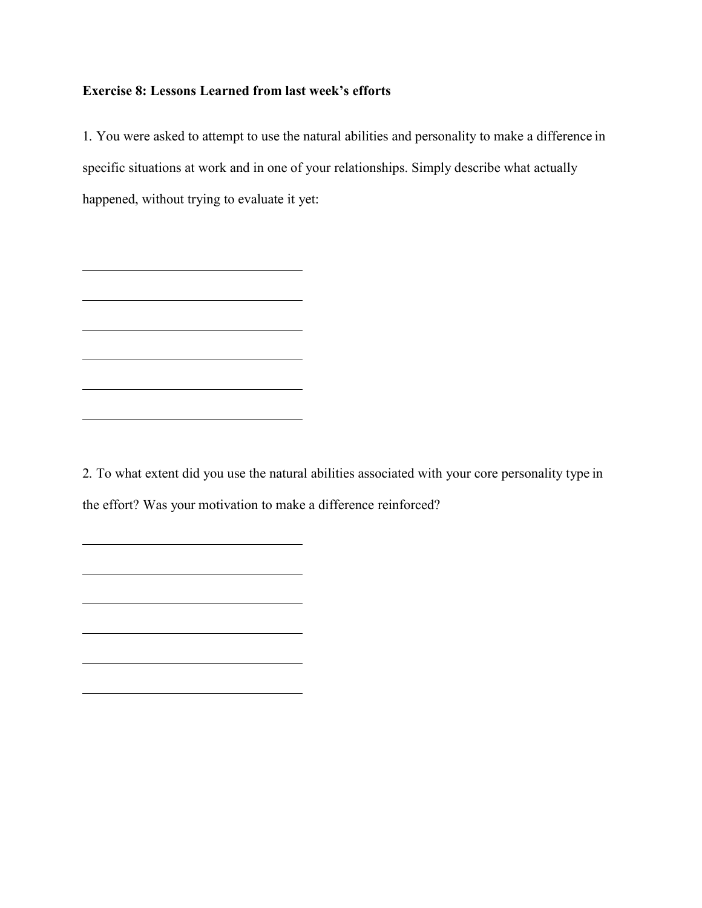**Exercise 8: Lessons Learned from last week's efforts**

1. You were asked to attempt to use the natural abilities and personality to make a difference in specific situations at work and in one of your relationships. Simply describe what actually happened, without trying to evaluate it yet:

\_\_\_\_\_\_\_\_\_\_\_\_\_\_\_\_\_\_\_\_\_\_\_\_\_\_\_\_\_\_\_\_\_\_\_\_

\_\_\_\_\_\_\_\_\_\_\_\_\_\_\_\_\_\_\_\_\_\_\_\_\_\_\_\_\_\_\_\_\_\_\_\_

\_\_\_\_\_\_\_\_\_\_\_\_\_\_\_\_\_\_\_\_\_\_\_\_\_\_\_\_\_\_\_\_\_\_\_\_

\_\_\_\_\_\_\_\_\_\_\_\_\_\_\_\_\_\_\_\_\_\_\_\_\_\_\_\_\_\_\_\_\_\_\_\_

\_\_\_\_\_\_\_\_\_\_\_\_\_\_\_\_\_\_\_\_\_\_\_\_\_\_\_\_\_\_\_\_\_\_\_\_

\_\_\_\_\_\_\_\_\_\_\_\_\_\_\_\_\_\_\_\_\_\_\_\_\_\_\_\_\_\_\_\_\_\_\_\_

2. To what extent did you use the natural abilities associated with your core personality type in the effort? Was your motivation to make a difference reinforced?

\_\_\_\_\_\_\_\_\_\_\_\_\_\_\_\_\_\_\_\_\_\_\_\_\_\_\_\_\_\_\_\_\_\_\_\_

\_\_\_\_\_\_\_\_\_\_\_\_\_\_\_\_\_\_\_\_\_\_\_\_\_\_\_\_\_\_\_\_\_\_\_\_

\_\_\_\_\_\_\_\_\_\_\_\_\_\_\_\_\_\_\_\_\_\_\_\_\_\_\_\_\_\_\_\_\_\_\_\_

\_\_\_\_\_\_\_\_\_\_\_\_\_\_\_\_\_\_\_\_\_\_\_\_\_\_\_\_\_\_\_\_\_\_\_\_

\_\_\_\_\_\_\_\_\_\_\_\_\_\_\_\_\_\_\_\_\_\_\_\_\_\_\_\_\_\_\_\_\_\_\_\_

\_\_\_\_\_\_\_\_\_\_\_\_\_\_\_\_\_\_\_\_\_\_\_\_\_\_\_\_\_\_\_\_\_\_\_\_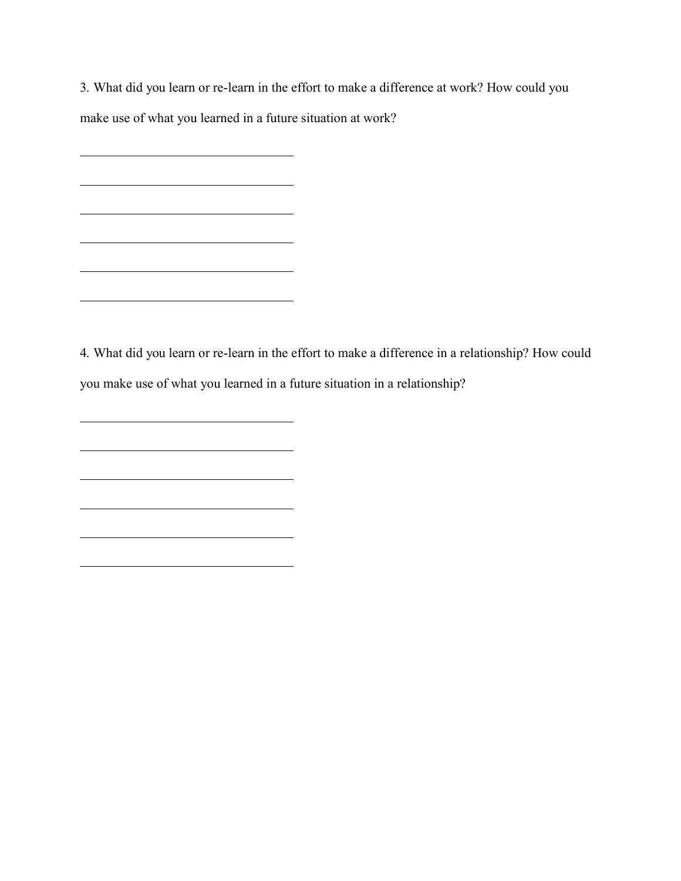3. What did you learn or re-learn in the effort to make a difference at work? How could you make use of what you learned in a future situation at work?

______________________________

______________________________

______________________________

______________________________

______________________________

______________________________

4. What did you learn or re-learn in the effort to make a difference in a relationship? How could you make use of what you learned in a future situation in a relationship?

______________________________

______________________________

______________________________

______________________________

______________________________

______________________________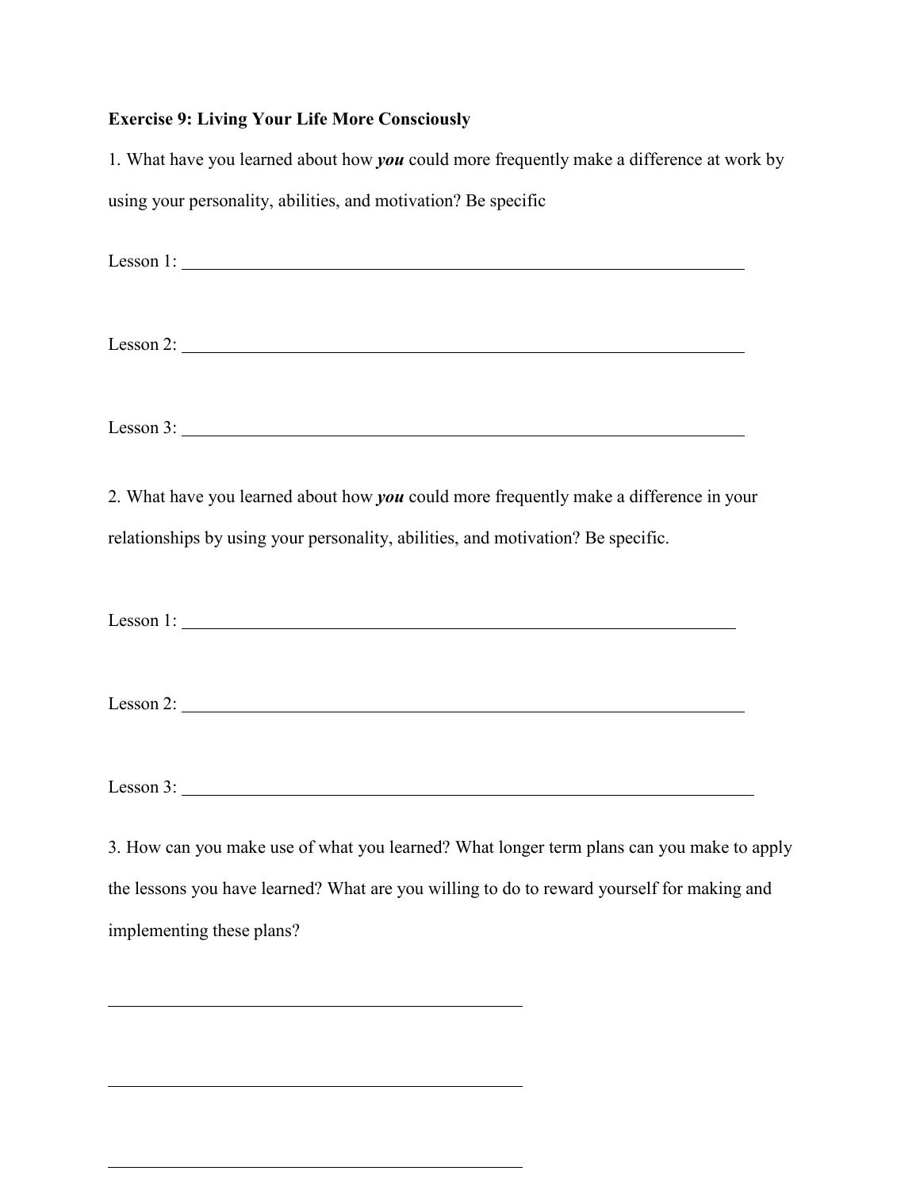**Exercise 9: Living Your Life More Consciously**

1. What have you learned about how ***you*** could more frequently make a difference at work by using your personality, abilities, and motivation? Be specific

Lesson 1: ________________________________________________________________

Lesson 2: ________________________________________________________________

Lesson 3: ________________________________________________________________

2. What have you learned about how ***you*** could more frequently make a difference in your relationships by using your personality, abilities, and motivation? Be specific.

Lesson 1: ________________________________________________________________

Lesson 2: ________________________________________________________________

Lesson 3: ________________________________________________________________

3. How can you make use of what you learned? What longer term plans can you make to apply the lessons you have learned? What are you willing to do to reward yourself for making and implementing these plans?

________________________________________________

________________________________________________

________________________________________________